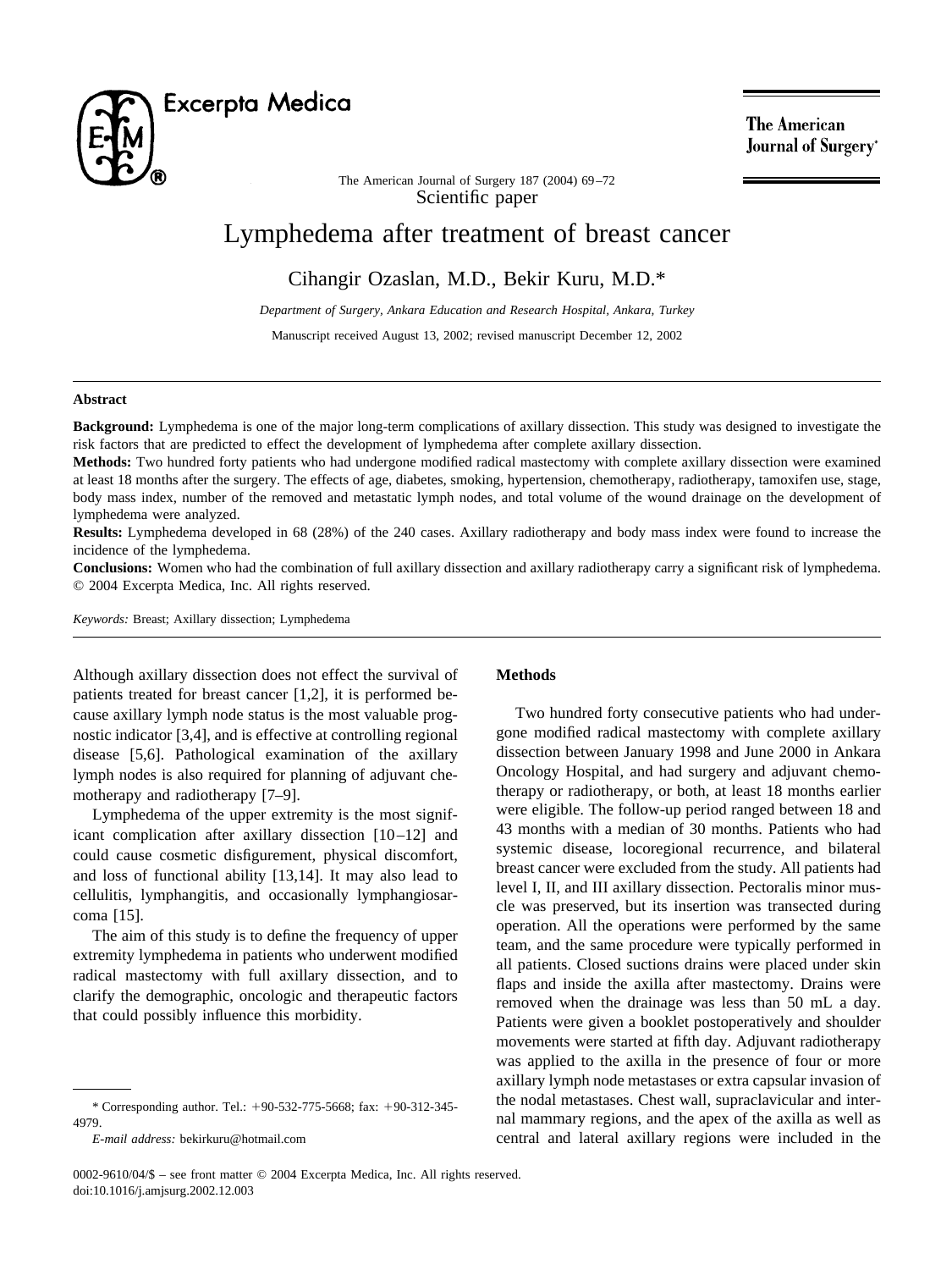Scientific paper

# Lymphedema after treatment of breast cancer

Cihangir Ozaslan, M.D., Bekir Kuru, M.D.*

*Department of Surgery, Ankara Education and Research Hospital, Ankara, Turkey*

Manuscript received August 13, 2002; revised manuscript December 12, 2002

## Abstract

**Background:** Lymphedema is one of the major long-term complications of axillary dissection. This study was designed to investigate the risk factors that are predicted to effect the development of lymphedema after complete axillary dissection.

**Methods:** Two hundred forty patients who had undergone modified radical mastectomy with complete axillary dissection were examined at least 18 months after the surgery. The effects of age, diabetes, smoking, hypertension, chemotherapy, radiotherapy, tamoxifen use, stage, body mass index, number of the removed and metastatic lymph nodes, and total volume of the wound drainage on the development of lymphedema were analyzed.

**Results:** Lymphedema developed in 68 (28%) of the 240 cases. Axillary radiotherapy and body mass index were found to increase the incidence of the lymphedema.

**Conclusions:** Women who had the combination of full axillary dissection and axillary radiotherapy carry a significant risk of lymphedema. © 2004 Excerpta Medica, Inc. All rights reserved.

*Keywords:* Breast; Axillary dissection; Lymphedema

Although axillary dissection does not effect the survival of patients treated for breast cancer [1,2], it is performed because axillary lymph node status is the most valuable prognostic indicator [3,4], and is effective at controlling regional disease [5,6]. Pathological examination of the axillary lymph nodes is also required for planning of adjuvant chemotherapy and radiotherapy [7–9].

Lymphedema of the upper extremity is the most significant complication after axillary dissection [10–12] and could cause cosmetic disfigurement, physical discomfort, and loss of functional ability [13,14]. It may also lead to cellulitis, lymphangitis, and occasionally lymphangiosarcoma [15].

The aim of this study is to define the frequency of upper extremity lymphedema in patients who underwent modified radical mastectomy with full axillary dissection, and to clarify the demographic, oncologic and therapeutic factors that could possibly influence this morbidity.

## Methods

Two hundred forty consecutive patients who had undergone modified radical mastectomy with complete axillary dissection between January 1998 and June 2000 in Ankara Oncology Hospital, and had surgery and adjuvant chemotherapy or radiotherapy, or both, at least 18 months earlier were eligible. The follow-up period ranged between 18 and 43 months with a median of 30 months. Patients who had systemic disease, locoregional recurrence, and bilateral breast cancer were excluded from the study. All patients had level I, II, and III axillary dissection. Pectoralis minor muscle was preserved, but its insertion was transected during operation. All the operations were performed by the same team, and the same procedure were typically performed in all patients. Closed suctions drains were placed under skin flaps and inside the axilla after mastectomy. Drains were removed when the drainage was less than 50 mL a day. Patients were given a booklet postoperatively and shoulder movements were started at fifth day. Adjuvant radiotherapy was applied to the axilla in the presence of four or more axillary lymph node metastases or extra capsular invasion of the nodal metastases. Chest wall, supraclavicular and internal mammary regions, and the apex of the axilla as well as central and lateral axillary regions were included in the

* Corresponding author. Tel.: +90-532-775-5668; fax: +90-312-345-4979.

*E-mail address:* bekirkuru@hotmail.com

0002-9610/04/$ – see front matter © 2004 Excerpta Medica, Inc. All rights reserved.
doi:10.1016/j.amjsurg.2002.12.003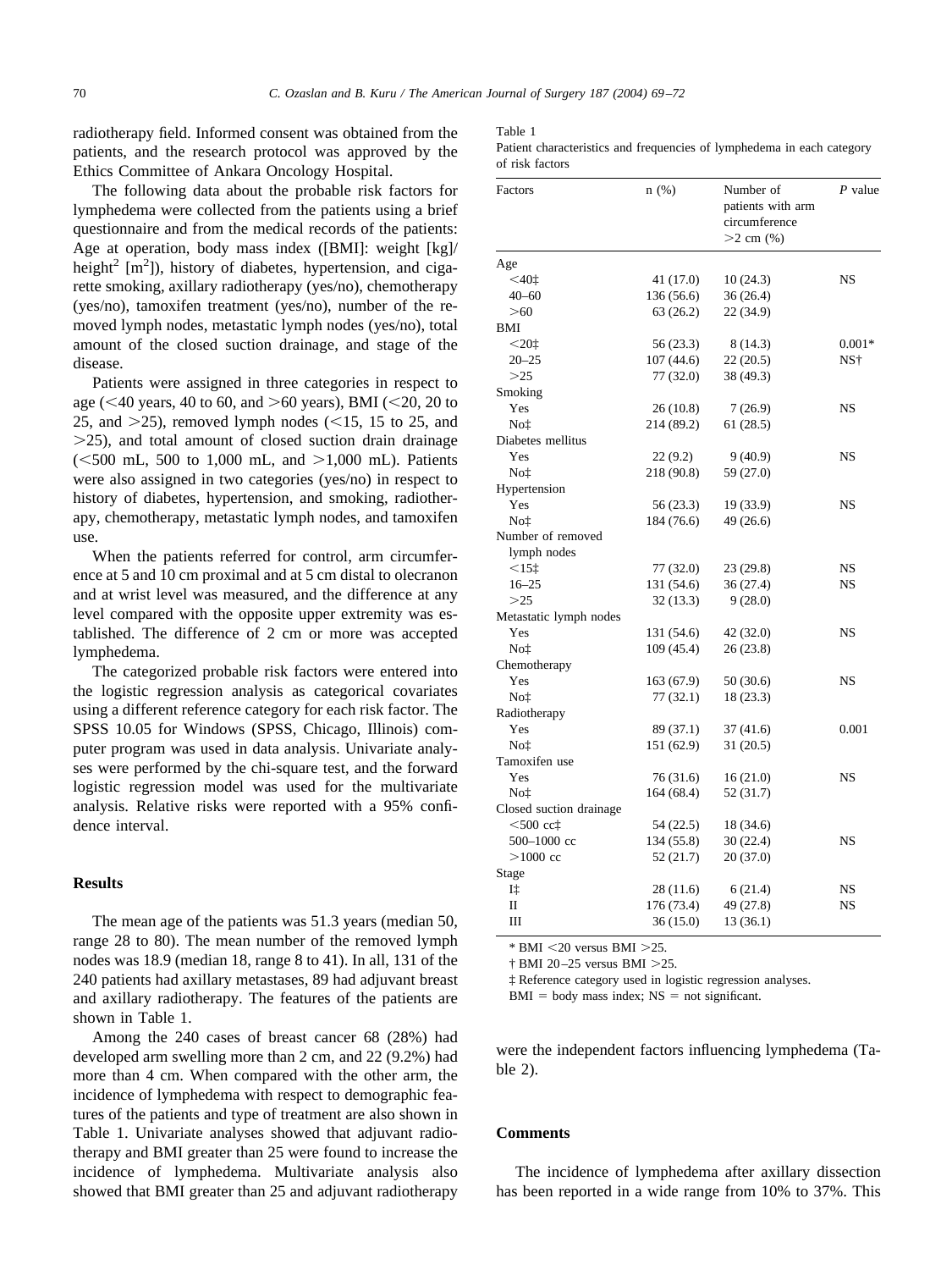radiotherapy field. Informed consent was obtained from the patients, and the research protocol was approved by the Ethics Committee of Ankara Oncology Hospital.

The following data about the probable risk factors for lymphedema were collected from the patients using a brief questionnaire and from the medical records of the patients: Age at operation, body mass index ([BMI]: weight [kg]/ height$^2$ [m$^2$]), history of diabetes, hypertension, and cigarette smoking, axillary radiotherapy (yes/no), chemotherapy (yes/no), tamoxifen treatment (yes/no), number of the removed lymph nodes, metastatic lymph nodes (yes/no), total amount of the closed suction drainage, and stage of the disease.

Patients were assigned in three categories in respect to age (<40 years, 40 to 60, and >60 years), BMI (<20, 20 to 25, and >25), removed lymph nodes (<15, 15 to 25, and >25), and total amount of closed suction drain drainage (<500 mL, 500 to 1,000 mL, and >1,000 mL). Patients were also assigned in two categories (yes/no) in respect to history of diabetes, hypertension, and smoking, radiotherapy, chemotherapy, metastatic lymph nodes, and tamoxifen use.

When the patients referred for control, arm circumference at 5 and 10 cm proximal and at 5 cm distal to olecranon and at wrist level was measured, and the difference at any level compared with the opposite upper extremity was established. The difference of 2 cm or more was accepted lymphedema.

The categorized probable risk factors were entered into the logistic regression analysis as categorical covariates using a different reference category for each risk factor. The SPSS 10.05 for Windows (SPSS, Chicago, Illinois) computer program was used in data analysis. Univariate analyses were performed by the chi-square test, and the forward logistic regression model was used for the multivariate analysis. Relative risks were reported with a 95% confidence interval.

## Results

The mean age of the patients was 51.3 years (median 50, range 28 to 80). The mean number of the removed lymph nodes was 18.9 (median 18, range 8 to 41). In all, 131 of the 240 patients had axillary metastases, 89 had adjuvant breast and axillary radiotherapy. The features of the patients are shown in Table 1.

Among the 240 cases of breast cancer 68 (28%) had developed arm swelling more than 2 cm, and 22 (9.2%) had more than 4 cm. When compared with the other arm, the incidence of lymphedema with respect to demographic features of the patients and type of treatment are also shown in Table 1. Univariate analyses showed that adjuvant radiotherapy and BMI greater than 25 were found to increase the incidence of lymphedema. Multivariate analysis also showed that BMI greater than 25 and adjuvant radiotherapy were the independent factors influencing lymphedema (Table 2).

Table 1
Patient characteristics and frequencies of lymphedema in each category of risk factors

| Factors | n (%) | Number of patients with arm circumference >2 cm (%) | *P* value |
|---|---|---|---|
| Age | | | |
| <40‡ | 41 (17.0) | 10 (24.3) | NS |
| 40–60 | 136 (56.6) | 36 (26.4) | |
| >60 | 63 (26.2) | 22 (34.9) | |
| BMI | | | |
| <20‡ | 56 (23.3) | 8 (14.3) | 0.001* |
| 20–25 | 107 (44.6) | 22 (20.5) | NS† |
| >25 | 77 (32.0) | 38 (49.3) | |
| Smoking | | | |
| Yes | 26 (10.8) | 7 (26.9) | NS |
| No‡ | 214 (89.2) | 61 (28.5) | |
| Diabetes mellitus | | | |
| Yes | 22 (9.2) | 9 (40.9) | NS |
| No‡ | 218 (90.8) | 59 (27.0) | |
| Hypertension | | | |
| Yes | 56 (23.3) | 19 (33.9) | NS |
| No‡ | 184 (76.6) | 49 (26.6) | |
| Number of removed lymph nodes | | | |
| <15‡ | 77 (32.0) | 23 (29.8) | NS |
| 16–25 | 131 (54.6) | 36 (27.4) | NS |
| >25 | 32 (13.3) | 9 (28.0) | |
| Metastatic lymph nodes | | | |
| Yes | 131 (54.6) | 42 (32.0) | NS |
| No‡ | 109 (45.4) | 26 (23.8) | |
| Chemotherapy | | | |
| Yes | 163 (67.9) | 50 (30.6) | NS |
| No‡ | 77 (32.1) | 18 (23.3) | |
| Radiotherapy | | | |
| Yes | 89 (37.1) | 37 (41.6) | 0.001 |
| No‡ | 151 (62.9) | 31 (20.5) | |
| Tamoxifen use | | | |
| Yes | 76 (31.6) | 16 (21.0) | NS |
| No‡ | 164 (68.4) | 52 (31.7) | |
| Closed suction drainage | | | |
| <500 cc‡ | 54 (22.5) | 18 (34.6) | |
| 500–1000 cc | 134 (55.8) | 30 (22.4) | NS |
| >1000 cc | 52 (21.7) | 20 (37.0) | |
| Stage | | | |
| I‡ | 28 (11.6) | 6 (21.4) | NS |
| II | 176 (73.4) | 49 (27.8) | NS |
| III | 36 (15.0) | 13 (36.1) | |

\* BMI <20 versus BMI >25.

† BMI 20–25 versus BMI >25.

‡ Reference category used in logistic regression analyses.

BMI = body mass index; NS = not significant.

## Comments

The incidence of lymphedema after axillary dissection has been reported in a wide range from 10% to 37%. This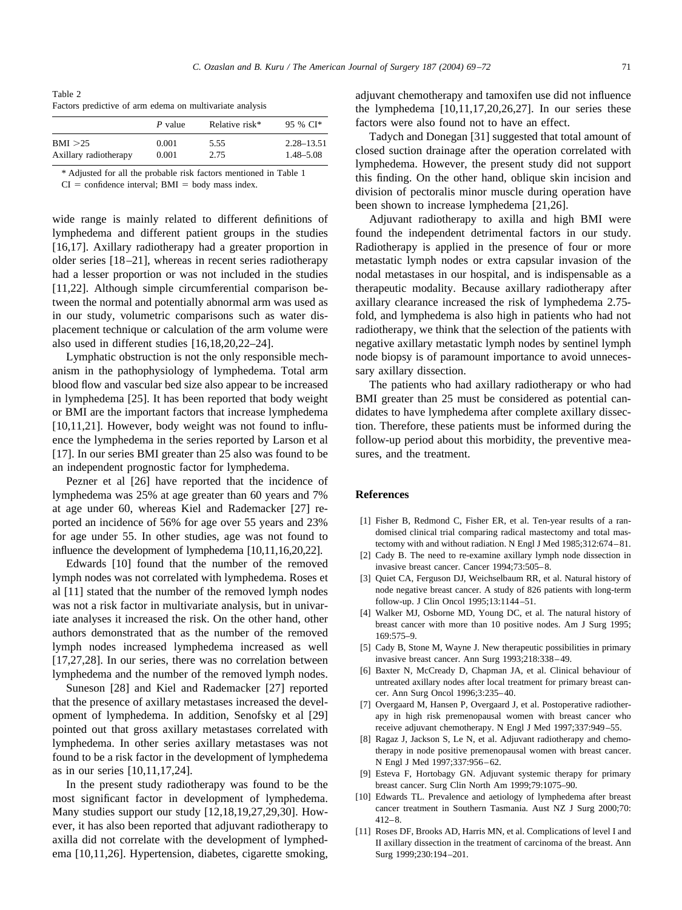Table 2
Factors predictive of arm edema on multivariate analysis

| | *P* value | Relative risk* | 95 % CI* |
|---|---|---|---|
| BMI >25 | 0.001 | 5.55 | 2.28–13.51 |
| Axillary radiotherapy | 0.001 | 2.75 | 1.48–5.08 |

* Adjusted for all the probable risk factors mentioned in Table 1

CI = confidence interval; BMI = body mass index.

wide range is mainly related to different definitions of lymphedema and different patient groups in the studies [16,17]. Axillary radiotherapy had a greater proportion in older series [18–21], whereas in recent series radiotherapy had a lesser proportion or was not included in the studies [11,22]. Although simple circumferential comparison between the normal and potentially abnormal arm was used as in our study, volumetric comparisons such as water displacement technique or calculation of the arm volume were also used in different studies [16,18,20,22–24].

Lymphatic obstruction is not the only responsible mechanism in the pathophysiology of lymphedema. Total arm blood flow and vascular bed size also appear to be increased in lymphedema [25]. It has been reported that body weight or BMI are the important factors that increase lymphedema [10,11,21]. However, body weight was not found to influence the lymphedema in the series reported by Larson et al [17]. In our series BMI greater than 25 also was found to be an independent prognostic factor for lymphedema.

Pezner et al [26] have reported that the incidence of lymphedema was 25% at age greater than 60 years and 7% at age under 60, whereas Kiel and Rademacker [27] reported an incidence of 56% for age over 55 years and 23% for age under 55. In other studies, age was not found to influence the development of lymphedema [10,11,16,20,22].

Edwards [10] found that the number of the removed lymph nodes was not correlated with lymphedema. Roses et al [11] stated that the number of the removed lymph nodes was not a risk factor in multivariate analysis, but in univariate analyses it increased the risk. On the other hand, other authors demonstrated that as the number of the removed lymph nodes increased lymphedema increased as well [17,27,28]. In our series, there was no correlation between lymphedema and the number of the removed lymph nodes.

Suneson [28] and Kiel and Rademacker [27] reported that the presence of axillary metastases increased the development of lymphedema. In addition, Senofsky et al [29] pointed out that gross axillary metastases correlated with lymphedema. In other series axillary metastases was not found to be a risk factor in the development of lymphedema as in our series [10,11,17,24].

In the present study radiotherapy was found to be the most significant factor in development of lymphedema. Many studies support our study [12,18,19,27,29,30]. However, it has also been reported that adjuvant radiotherapy to axilla did not correlate with the development of lymphedema [10,11,26]. Hypertension, diabetes, cigarette smoking, adjuvant chemotherapy and tamoxifen use did not influence the lymphedema [10,11,17,20,26,27]. In our series these factors were also found not to have an effect.

Tadych and Donegan [31] suggested that total amount of closed suction drainage after the operation correlated with lymphedema. However, the present study did not support this finding. On the other hand, oblique skin incision and division of pectoralis minor muscle during operation have been shown to increase lymphedema [21,26].

Adjuvant radiotherapy to axilla and high BMI were found the independent detrimental factors in our study. Radiotherapy is applied in the presence of four or more metastatic lymph nodes or extra capsular invasion of the nodal metastases in our hospital, and is indispensable as a therapeutic modality. Because axillary radiotherapy after axillary clearance increased the risk of lymphedema 2.75-fold, and lymphedema is also high in patients who had not radiotherapy, we think that the selection of the patients with negative axillary metastatic lymph nodes by sentinel lymph node biopsy is of paramount importance to avoid unnecessary axillary dissection.

The patients who had axillary radiotherapy or who had BMI greater than 25 must be considered as potential candidates to have lymphedema after complete axillary dissection. Therefore, these patients must be informed during the follow-up period about this morbidity, the preventive measures, and the treatment.

## References

[1] Fisher B, Redmond C, Fisher ER, et al. Ten-year results of a randomised clinical trial comparing radical mastectomy and total mastectomy with and without radiation. N Engl J Med 1985;312:674–81.

[2] Cady B. The need to re-examine axillary lymph node dissection in invasive breast cancer. Cancer 1994;73:505–8.

[3] Quiet CA, Ferguson DJ, Weichselbaum RR, et al. Natural history of node negative breast cancer. A study of 826 patients with long-term follow-up. J Clin Oncol 1995;13:1144–51.

[4] Walker MJ, Osborne MD, Young DC, et al. The natural history of breast cancer with more than 10 positive nodes. Am J Surg 1995; 169:575–9.

[5] Cady B, Stone M, Wayne J. New therapeutic possibilities in primary invasive breast cancer. Ann Surg 1993;218:338–49.

[6] Baxter N, McCready D, Chapman JA, et al. Clinical behaviour of untreated axillary nodes after local treatment for primary breast cancer. Ann Surg Oncol 1996;3:235–40.

[7] Overgaard M, Hansen P, Overgaard J, et al. Postoperative radiotherapy in high risk premenopausal women with breast cancer who receive adjuvant chemotherapy. N Engl J Med 1997;337:949–55.

[8] Ragaz J, Jackson S, Le N, et al. Adjuvant radiotherapy and chemotherapy in node positive premenopausal women with breast cancer. N Engl J Med 1997;337:956–62.

[9] Esteva F, Hortobagy GN. Adjuvant systemic therapy for primary breast cancer. Surg Clin North Am 1999;79:1075–90.

[10] Edwards TL. Prevalence and aetiology of lymphedema after breast cancer treatment in Southern Tasmania. Aust NZ J Surg 2000;70: 412–8.

[11] Roses DF, Brooks AD, Harris MN, et al. Complications of level I and II axillary dissection in the treatment of carcinoma of the breast. Ann Surg 1999;230:194–201.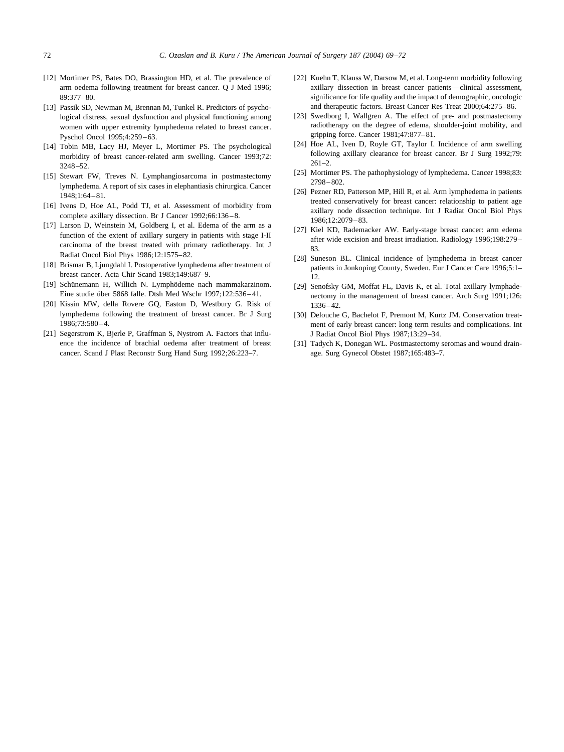[12] Mortimer PS, Bates DO, Brassington HD, et al. The prevalence of arm oedema following treatment for breast cancer. Q J Med 1996;89:377–80.

[13] Passik SD, Newman M, Brennan M, Tunkel R. Predictors of psychological distress, sexual dysfunction and physical functioning among women with upper extremity lymphedema related to breast cancer. Pyschol Oncol 1995;4:259–63.

[14] Tobin MB, Lacy HJ, Meyer L, Mortimer PS. The psychological morbidity of breast cancer-related arm swelling. Cancer 1993;72:3248–52.

[15] Stewart FW, Treves N. Lymphangiosarcoma in postmastectomy lymphedema. A report of six cases in elephantiasis chirurgica. Cancer 1948;1:64–81.

[16] Ivens D, Hoe AL, Podd TJ, et al. Assessment of morbidity from complete axillary dissection. Br J Cancer 1992;66:136–8.

[17] Larson D, Weinstein M, Goldberg I, et al. Edema of the arm as a function of the extent of axillary surgery in patients with stage I-II carcinoma of the breast treated with primary radiotherapy. Int J Radiat Oncol Biol Phys 1986;12:1575–82.

[18] Brismar B, Ljungdahl I. Postoperative lymphedema after treatment of breast cancer. Acta Chir Scand 1983;149:687–9.

[19] Schünemann H, Willich N. Lymphödeme nach mammakarzinom. Eine studie über 5868 falle. Dtsh Med Wschr 1997;122:536–41.

[20] Kissin MW, della Rovere GQ, Easton D, Westbury G. Risk of lymphedema following the treatment of breast cancer. Br J Surg 1986;73:580–4.

[21] Segerstrom K, Bjerle P, Graffman S, Nystrom A. Factors that influence the incidence of brachial oedema after treatment of breast cancer. Scand J Plast Reconstr Surg Hand Surg 1992;26:223–7.

[22] Kuehn T, Klauss W, Darsow M, et al. Long-term morbidity following axillary dissection in breast cancer patients—clinical assessment, significance for life quality and the impact of demographic, oncologic and therapeutic factors. Breast Cancer Res Treat 2000;64:275–86.

[23] Swedborg I, Wallgren A. The effect of pre- and postmastectomy radiotherapy on the degree of edema, shoulder-joint mobility, and gripping force. Cancer 1981;47:877–81.

[24] Hoe AL, Iven D, Royle GT, Taylor I. Incidence of arm swelling following axillary clearance for breast cancer. Br J Surg 1992;79:261–2.

[25] Mortimer PS. The pathophysiology of lymphedema. Cancer 1998;83:2798–802.

[26] Pezner RD, Patterson MP, Hill R, et al. Arm lymphedema in patients treated conservatively for breast cancer: relationship to patient age axillary node dissection technique. Int J Radiat Oncol Biol Phys 1986;12:2079–83.

[27] Kiel KD, Rademacker AW. Early-stage breast cancer: arm edema after wide excision and breast irradiation. Radiology 1996;198:279–83.

[28] Suneson BL. Clinical incidence of lymphedema in breast cancer patients in Jonkoping County, Sweden. Eur J Cancer Care 1996;5:1–12.

[29] Senofsky GM, Moffat FL, Davis K, et al. Total axillary lymphadenectomy in the management of breast cancer. Arch Surg 1991;126:1336–42.

[30] Delouche G, Bachelot F, Premont M, Kurtz JM. Conservation treatment of early breast cancer: long term results and complications. Int J Radiat Oncol Biol Phys 1987;13:29–34.

[31] Tadych K, Donegan WL. Postmastectomy seromas and wound drainage. Surg Gynecol Obstet 1987;165:483–7.